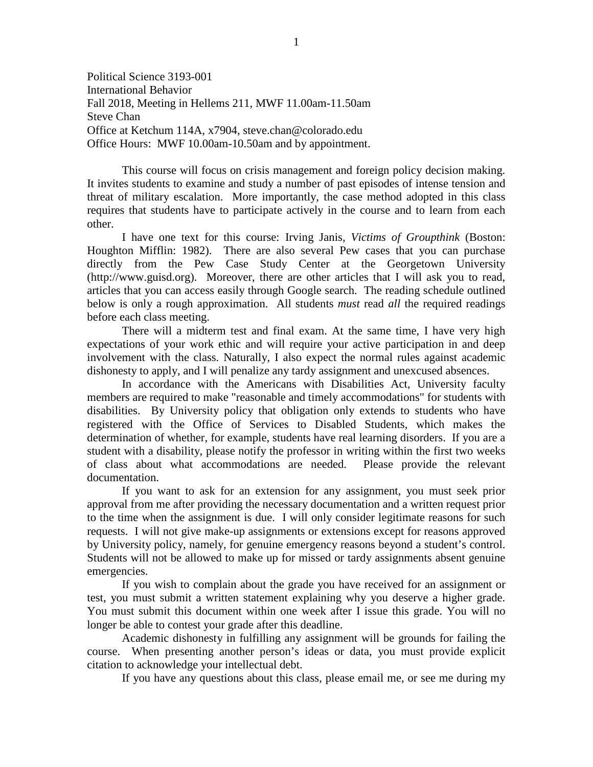Political Science 3193-001
International Behavior
Fall 2018, Meeting in Hellems 211, MWF 11.00am-11.50am
Steve Chan
Office at Ketchum 114A, x7904, steve.chan@colorado.edu
Office Hours: MWF 10.00am-10.50am and by appointment.

This course will focus on crisis management and foreign policy decision making. It invites students to examine and study a number of past episodes of intense tension and threat of military escalation. More importantly, the case method adopted in this class requires that students have to participate actively in the course and to learn from each other.

I have one text for this course: Irving Janis, *Victims of Groupthink* (Boston: Houghton Mifflin: 1982). There are also several Pew cases that you can purchase directly from the Pew Case Study Center at the Georgetown University (http://www.guisd.org). Moreover, there are other articles that I will ask you to read, articles that you can access easily through Google search. The reading schedule outlined below is only a rough approximation. All students *must* read *all* the required readings before each class meeting.

There will a midterm test and final exam. At the same time, I have very high expectations of your work ethic and will require your active participation in and deep involvement with the class. Naturally, I also expect the normal rules against academic dishonesty to apply, and I will penalize any tardy assignment and unexcused absences.

In accordance with the Americans with Disabilities Act, University faculty members are required to make "reasonable and timely accommodations" for students with disabilities. By University policy that obligation only extends to students who have registered with the Office of Services to Disabled Students, which makes the determination of whether, for example, students have real learning disorders. If you are a student with a disability, please notify the professor in writing within the first two weeks of class about what accommodations are needed. Please provide the relevant documentation.

If you want to ask for an extension for any assignment, you must seek prior approval from me after providing the necessary documentation and a written request prior to the time when the assignment is due. I will only consider legitimate reasons for such requests. I will not give make-up assignments or extensions except for reasons approved by University policy, namely, for genuine emergency reasons beyond a student's control. Students will not be allowed to make up for missed or tardy assignments absent genuine emergencies.

If you wish to complain about the grade you have received for an assignment or test, you must submit a written statement explaining why you deserve a higher grade. You must submit this document within one week after I issue this grade. You will no longer be able to contest your grade after this deadline.

Academic dishonesty in fulfilling any assignment will be grounds for failing the course. When presenting another person's ideas or data, you must provide explicit citation to acknowledge your intellectual debt.

If you have any questions about this class, please email me, or see me during my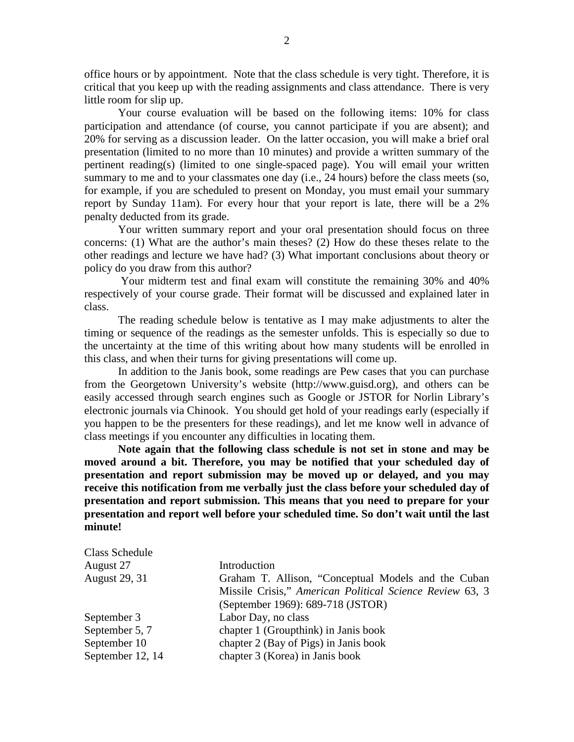office hours or by appointment. Note that the class schedule is very tight. Therefore, it is critical that you keep up with the reading assignments and class attendance. There is very little room for slip up.

Your course evaluation will be based on the following items: 10% for class participation and attendance (of course, you cannot participate if you are absent); and 20% for serving as a discussion leader. On the latter occasion, you will make a brief oral presentation (limited to no more than 10 minutes) and provide a written summary of the pertinent reading(s) (limited to one single-spaced page). You will email your written summary to me and to your classmates one day (i.e., 24 hours) before the class meets (so, for example, if you are scheduled to present on Monday, you must email your summary report by Sunday 11am). For every hour that your report is late, there will be a 2% penalty deducted from its grade.

Your written summary report and your oral presentation should focus on three concerns: (1) What are the author's main theses? (2) How do these theses relate to the other readings and lecture we have had? (3) What important conclusions about theory or policy do you draw from this author?

Your midterm test and final exam will constitute the remaining 30% and 40% respectively of your course grade. Their format will be discussed and explained later in class.

The reading schedule below is tentative as I may make adjustments to alter the timing or sequence of the readings as the semester unfolds. This is especially so due to the uncertainty at the time of this writing about how many students will be enrolled in this class, and when their turns for giving presentations will come up.

In addition to the Janis book, some readings are Pew cases that you can purchase from the Georgetown University's website (http://www.guisd.org), and others can be easily accessed through search engines such as Google or JSTOR for Norlin Library's electronic journals via Chinook. You should get hold of your readings early (especially if you happen to be the presenters for these readings), and let me know well in advance of class meetings if you encounter any difficulties in locating them.

**Note again that the following class schedule is not set in stone and may be moved around a bit. Therefore, you may be notified that your scheduled day of presentation and report submission may be moved up or delayed, and you may receive this notification from me verbally just the class before your scheduled day of presentation and report submission. This means that you need to prepare for your presentation and report well before your scheduled time. So don't wait until the last minute!**

Class Schedule

| | |
|---|---|
| August 27 | Introduction |
| August 29, 31 | Graham T. Allison, "Conceptual Models and the Cuban Missile Crisis," *American Political Science Review* 63, 3 (September 1969): 689-718 (JSTOR) |
| September 3 | Labor Day, no class |
| September 5, 7 | chapter 1 (Groupthink) in Janis book |
| September 10 | chapter 2 (Bay of Pigs) in Janis book |
| September 12, 14 | chapter 3 (Korea) in Janis book |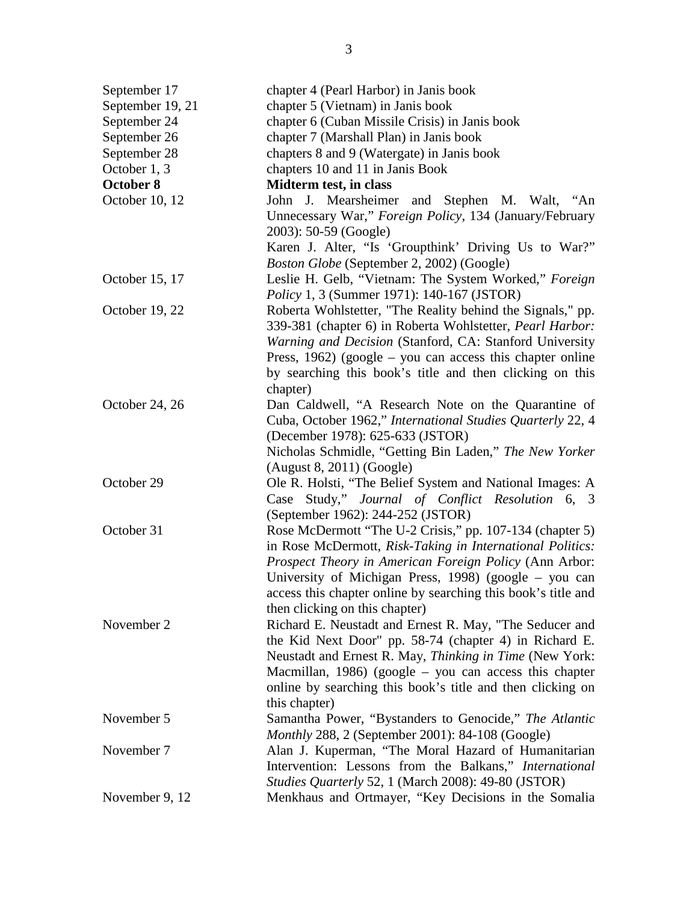| | |
|---|---|
| September 17 | chapter 4 (Pearl Harbor) in Janis book |
| September 19, 21 | chapter 5 (Vietnam) in Janis book |
| September 24 | chapter 6 (Cuban Missile Crisis) in Janis book |
| September 26 | chapter 7 (Marshall Plan) in Janis book |
| September 28 | chapters 8 and 9 (Watergate) in Janis book |
| October 1, 3 | chapters 10 and 11 in Janis Book |
| **October 8** | **Midterm test, in class** |
| October 10, 12 | John J. Mearsheimer and Stephen M. Walt, "An Unnecessary War," *Foreign Policy*, 134 (January/February 2003): 50-59 (Google)<br>Karen J. Alter, "Is 'Groupthink' Driving Us to War?" *Boston Globe* (September 2, 2002) (Google) |
| October 15, 17 | Leslie H. Gelb, "Vietnam: The System Worked," *Foreign Policy* 1, 3 (Summer 1971): 140-167 (JSTOR) |
| October 19, 22 | Roberta Wohlstetter, "The Reality behind the Signals," pp. 339-381 (chapter 6) in Roberta Wohlstetter, *Pearl Harbor: Warning and Decision* (Stanford, CA: Stanford University Press, 1962) (google – you can access this chapter online by searching this book's title and then clicking on this chapter) |
| October 24, 26 | Dan Caldwell, "A Research Note on the Quarantine of Cuba, October 1962," *International Studies Quarterly* 22, 4 (December 1978): 625-633 (JSTOR)<br>Nicholas Schmidle, "Getting Bin Laden," *The New Yorker* (August 8, 2011) (Google) |
| October 29 | Ole R. Holsti, "The Belief System and National Images: A Case Study," *Journal of Conflict Resolution* 6, 3 (September 1962): 244-252 (JSTOR) |
| October 31 | Rose McDermott "The U-2 Crisis," pp. 107-134 (chapter 5) in Rose McDermott, *Risk-Taking in International Politics: Prospect Theory in American Foreign Policy* (Ann Arbor: University of Michigan Press, 1998) (google – you can access this chapter online by searching this book's title and then clicking on this chapter) |
| November 2 | Richard E. Neustadt and Ernest R. May, "The Seducer and the Kid Next Door" pp. 58-74 (chapter 4) in Richard E. Neustadt and Ernest R. May, *Thinking in Time* (New York: Macmillan, 1986) (google – you can access this chapter online by searching this book's title and then clicking on this chapter) |
| November 5 | Samantha Power, "Bystanders to Genocide," *The Atlantic Monthly* 288, 2 (September 2001): 84-108 (Google) |
| November 7 | Alan J. Kuperman, "The Moral Hazard of Humanitarian Intervention: Lessons from the Balkans," *International Studies Quarterly* 52, 1 (March 2008): 49-80 (JSTOR) |
| November 9, 12 | Menkhaus and Ortmayer, "Key Decisions in the Somalia |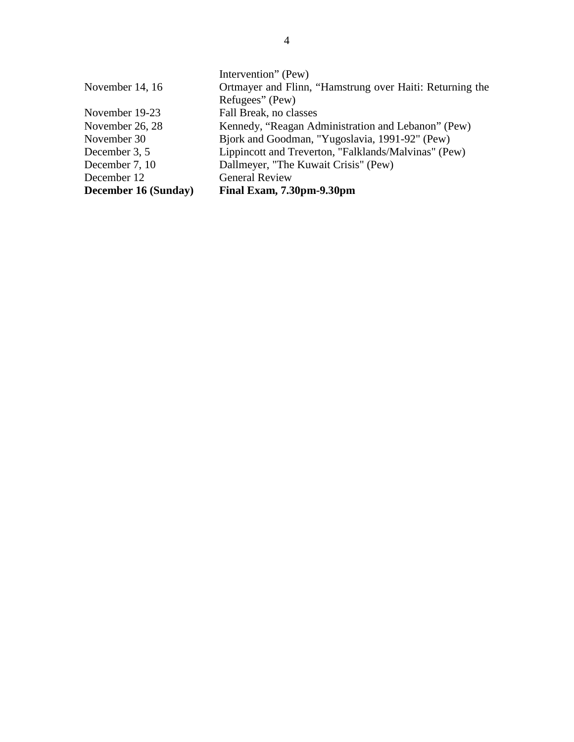| | |
|---|---|
| | Intervention" (Pew) |
| November 14, 16 | Ortmayer and Flinn, "Hamstrung over Haiti: Returning the Refugees" (Pew) |
| November 19-23 | Fall Break, no classes |
| November 26, 28 | Kennedy, "Reagan Administration and Lebanon" (Pew) |
| November 30 | Bjork and Goodman, "Yugoslavia, 1991-92" (Pew) |
| December 3, 5 | Lippincott and Treverton, "Falklands/Malvinas" (Pew) |
| December 7, 10 | Dallmeyer, "The Kuwait Crisis" (Pew) |
| December 12 | General Review |
| **December 16 (Sunday)** | **Final Exam, 7.30pm-9.30pm** |